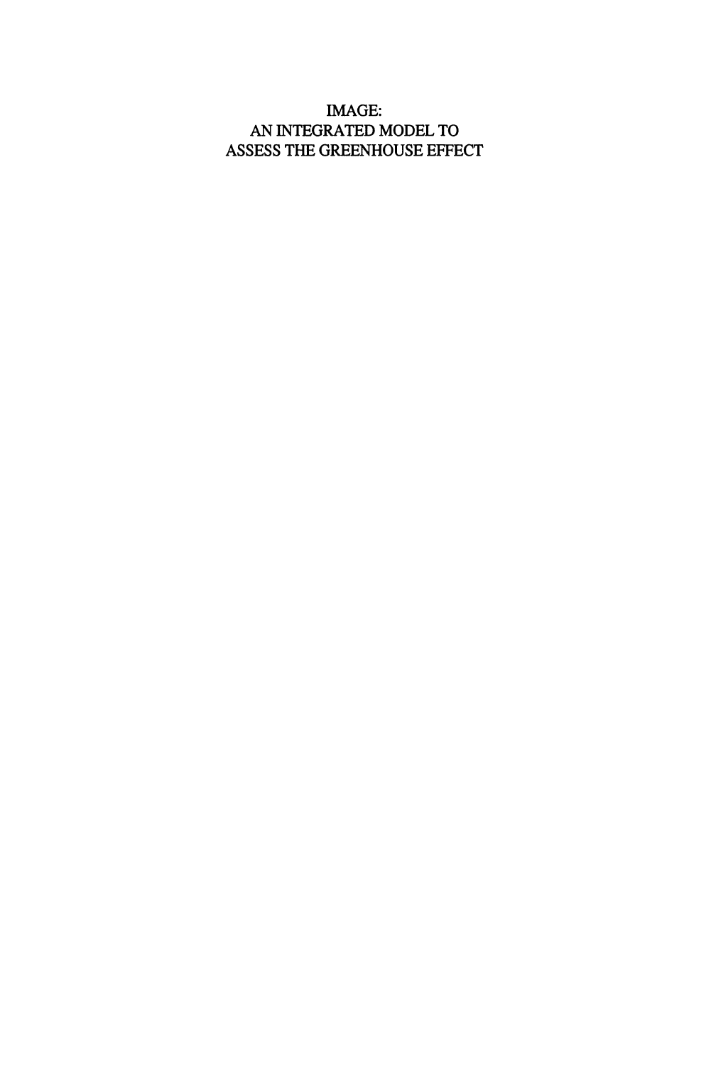# IMAGE: AN INTEGRATED MODEL TO ASSESS THE GREENHOUSE EFFECT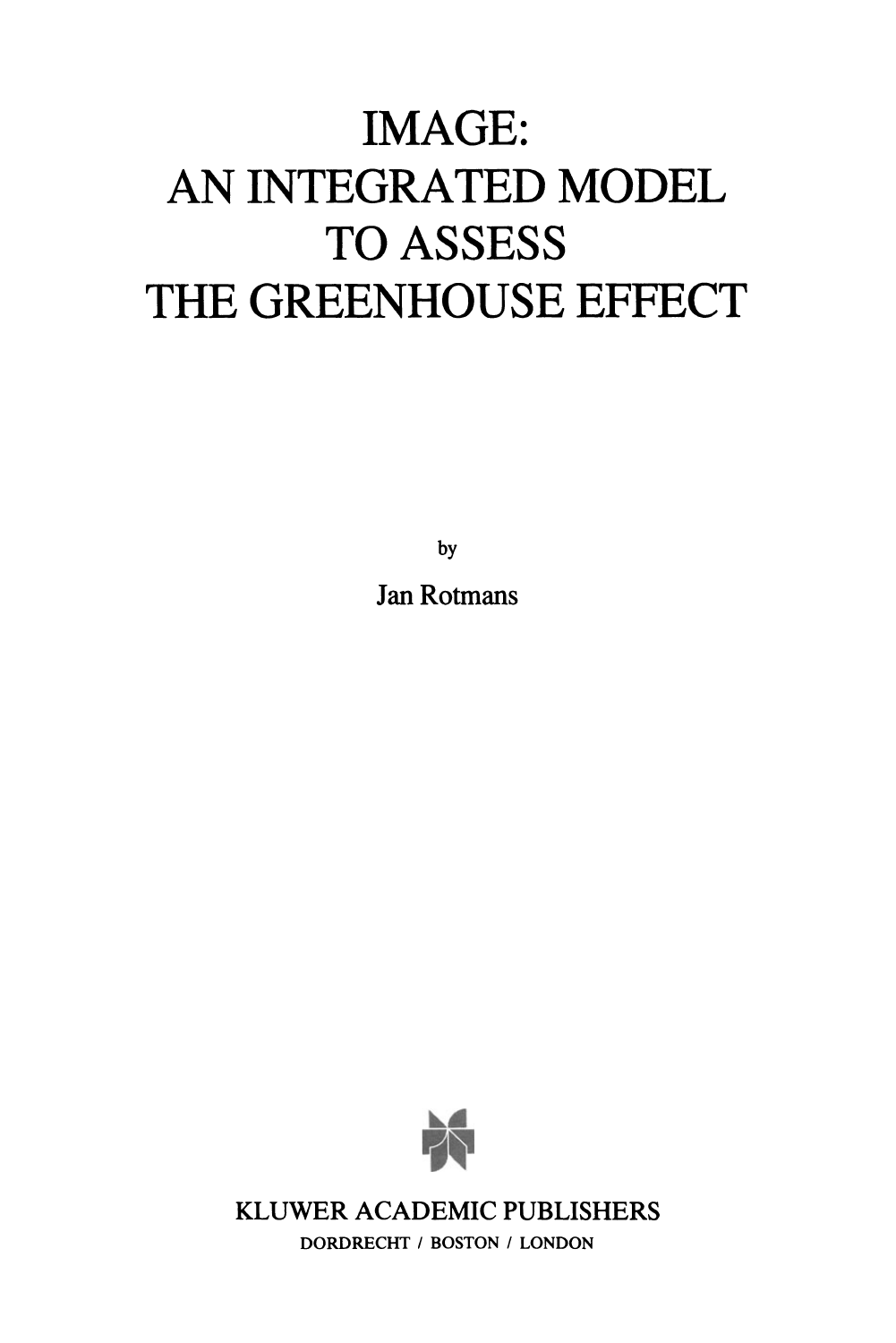# IMAGE:
# AN INTEGRATED MODEL
# TO ASSESS
# THE GREENHOUSE EFFECT

by

Jan Rotmans

KLUWER ACADEMIC PUBLISHERS

DORDRECHT / BOSTON / LONDON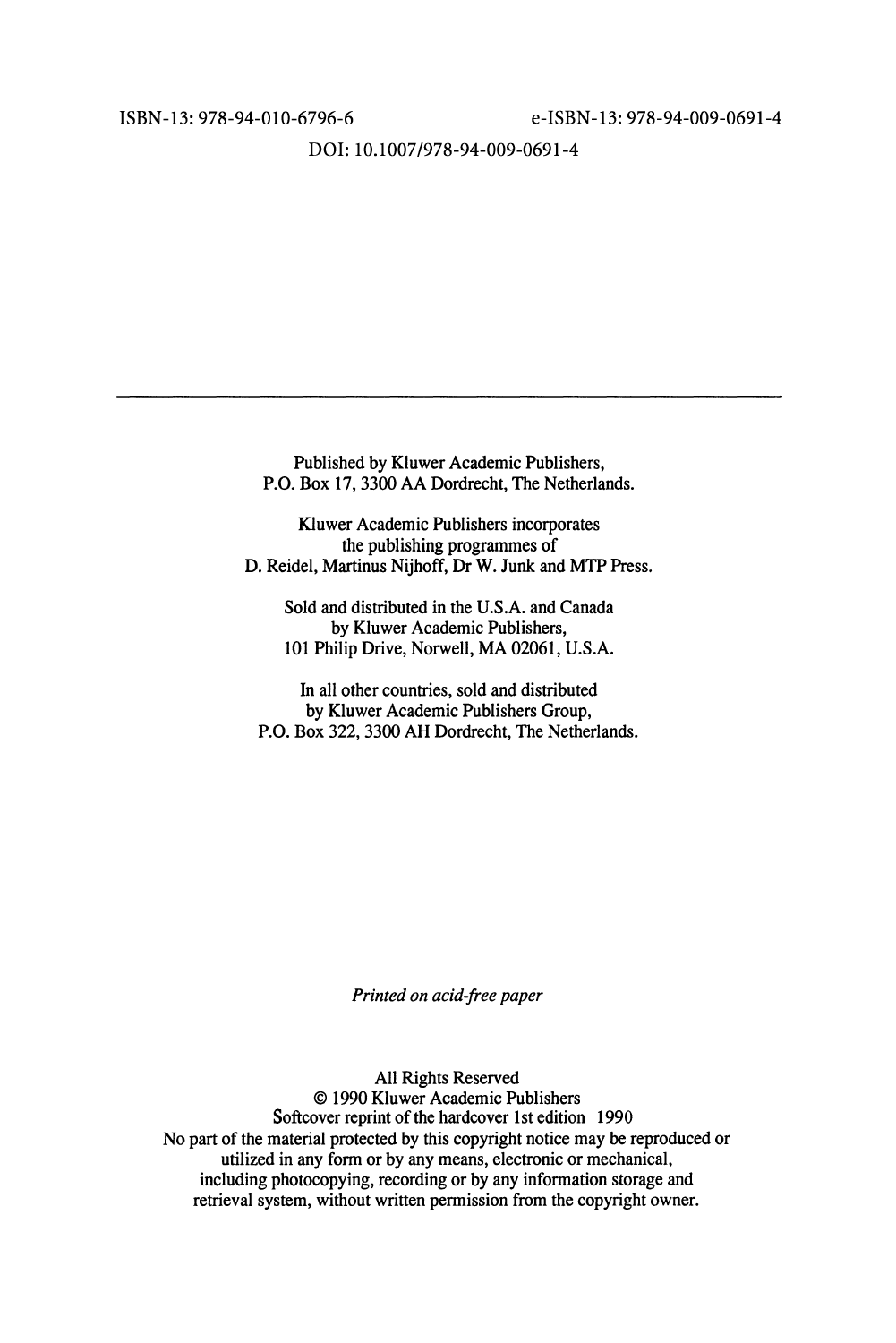ISBN-13: 978-94-010-6796-6 e-ISBN-13: 978-94-009-0691-4

DOI: 10.1007/978-94-009-0691-4

---

Published by Kluwer Academic Publishers,
P.O. Box 17, 3300 AA Dordrecht, The Netherlands.

Kluwer Academic Publishers incorporates
the publishing programmes of
D. Reidel, Martinus Nijhoff, Dr W. Junk and MTP Press.

Sold and distributed in the U.S.A. and Canada
by Kluwer Academic Publishers,
101 Philip Drive, Norwell, MA 02061, U.S.A.

In all other countries, sold and distributed
by Kluwer Academic Publishers Group,
P.O. Box 322, 3300 AH Dordrecht, The Netherlands.

*Printed on acid-free paper*

All Rights Reserved
© 1990 Kluwer Academic Publishers
Softcover reprint of the hardcover 1st edition 1990
No part of the material protected by this copyright notice may be reproduced or
utilized in any form or by any means, electronic or mechanical,
including photocopying, recording or by any information storage and
retrieval system, without written permission from the copyright owner.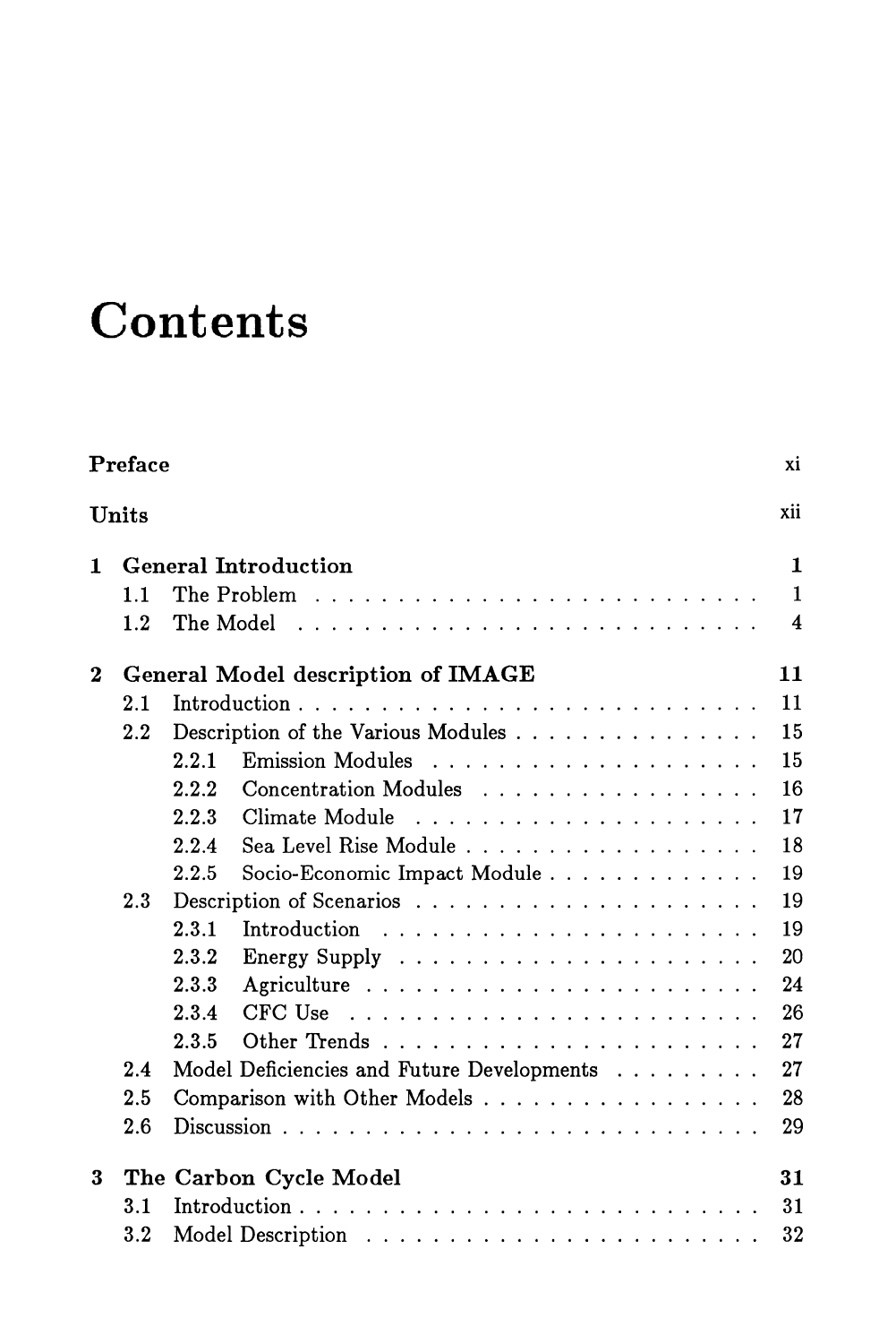# Contents

| | | |
|---|---|---|
| **Preface** | | xi |
| **Units** | | xii |
| **1** | **General Introduction** | **1** |
| 1.1 | The Problem | 1 |
| 1.2 | The Model | 4 |
| **2** | **General Model description of IMAGE** | **11** |
| 2.1 | Introduction | 11 |
| 2.2 | Description of the Various Modules | 15 |
| 2.2.1 | Emission Modules | 15 |
| 2.2.2 | Concentration Modules | 16 |
| 2.2.3 | Climate Module | 17 |
| 2.2.4 | Sea Level Rise Module | 18 |
| 2.2.5 | Socio-Economic Impact Module | 19 |
| 2.3 | Description of Scenarios | 19 |
| 2.3.1 | Introduction | 19 |
| 2.3.2 | Energy Supply | 20 |
| 2.3.3 | Agriculture | 24 |
| 2.3.4 | CFC Use | 26 |
| 2.3.5 | Other Trends | 27 |
| 2.4 | Model Deficiencies and Future Developments | 27 |
| 2.5 | Comparison with Other Models | 28 |
| 2.6 | Discussion | 29 |
| **3** | **The Carbon Cycle Model** | **31** |
| 3.1 | Introduction | 31 |
| 3.2 | Model Description | 32 |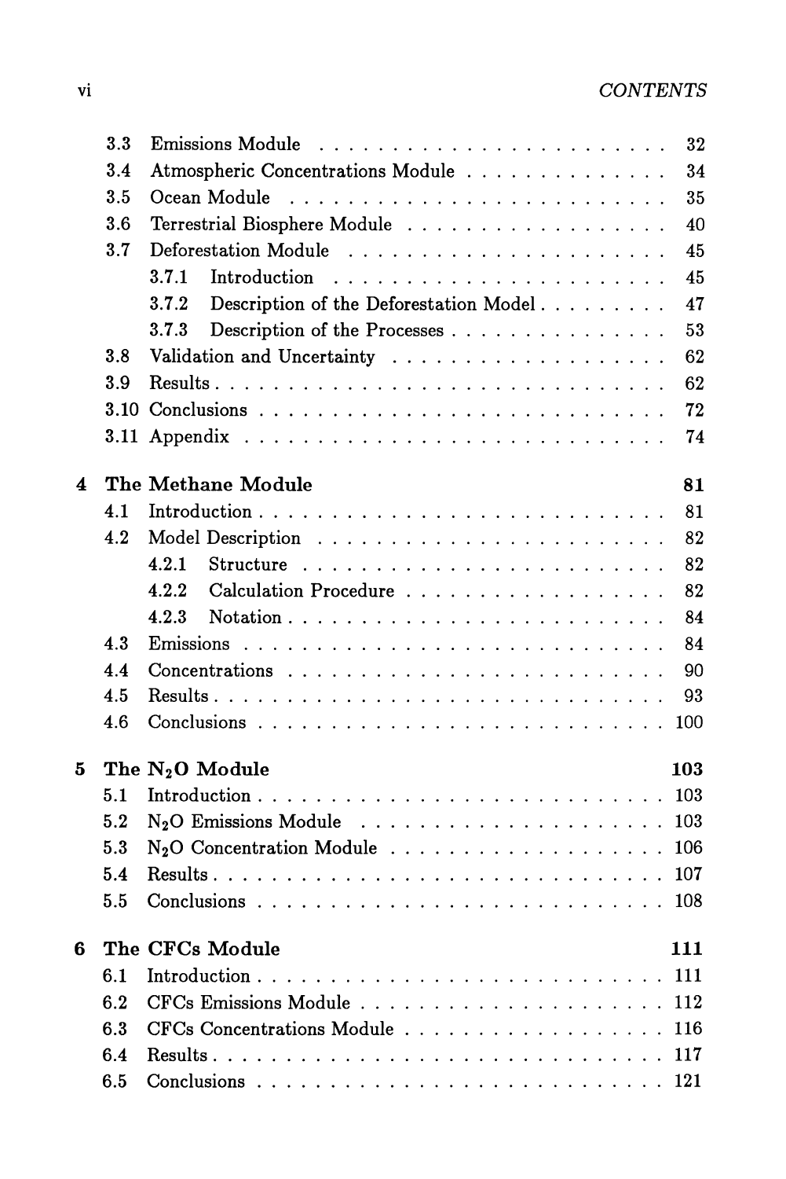3.3 Emissions Module . . . . . . . . . . . . . . . . . . . . . . . 32
3.4 Atmospheric Concentrations Module . . . . . . . . . . . . . . 34
3.5 Ocean Module . . . . . . . . . . . . . . . . . . . . . . . . . 35
3.6 Terrestrial Biosphere Module . . . . . . . . . . . . . . . . . 40
3.7 Deforestation Module . . . . . . . . . . . . . . . . . . . . . 45
  3.7.1 Introduction . . . . . . . . . . . . . . . . . . . . . . 45
  3.7.2 Description of the Deforestation Model . . . . . . . . . 47
  3.7.3 Description of the Processes . . . . . . . . . . . . . . 53
3.8 Validation and Uncertainty . . . . . . . . . . . . . . . . . . 62
3.9 Results . . . . . . . . . . . . . . . . . . . . . . . . . . . . 62
3.10 Conclusions . . . . . . . . . . . . . . . . . . . . . . . . . 72
3.11 Appendix . . . . . . . . . . . . . . . . . . . . . . . . . . . 74

**4 The Methane Module** **81**

4.1 Introduction . . . . . . . . . . . . . . . . . . . . . . . . . . 81
4.2 Model Description . . . . . . . . . . . . . . . . . . . . . . . 82
  4.2.1 Structure . . . . . . . . . . . . . . . . . . . . . . . . 82
  4.2.2 Calculation Procedure . . . . . . . . . . . . . . . . . . 82
  4.2.3 Notation . . . . . . . . . . . . . . . . . . . . . . . . . 84
4.3 Emissions . . . . . . . . . . . . . . . . . . . . . . . . . . . 84
4.4 Concentrations . . . . . . . . . . . . . . . . . . . . . . . . 90
4.5 Results . . . . . . . . . . . . . . . . . . . . . . . . . . . . . 93
4.6 Conclusions . . . . . . . . . . . . . . . . . . . . . . . . . . 100

**5 The $N_2O$ Module** **103**

5.1 Introduction . . . . . . . . . . . . . . . . . . . . . . . . . . 103
5.2 $N_2O$ Emissions Module . . . . . . . . . . . . . . . . . . . . 103
5.3 $N_2O$ Concentration Module . . . . . . . . . . . . . . . . . . 106
5.4 Results . . . . . . . . . . . . . . . . . . . . . . . . . . . . . 107
5.5 Conclusions . . . . . . . . . . . . . . . . . . . . . . . . . . 108

**6 The CFCs Module** **111**

6.1 Introduction . . . . . . . . . . . . . . . . . . . . . . . . . . 111
6.2 CFCs Emissions Module . . . . . . . . . . . . . . . . . . . . 112
6.3 CFCs Concentrations Module . . . . . . . . . . . . . . . . . 116
6.4 Results . . . . . . . . . . . . . . . . . . . . . . . . . . . . . 117
6.5 Conclusions . . . . . . . . . . . . . . . . . . . . . . . . . . 121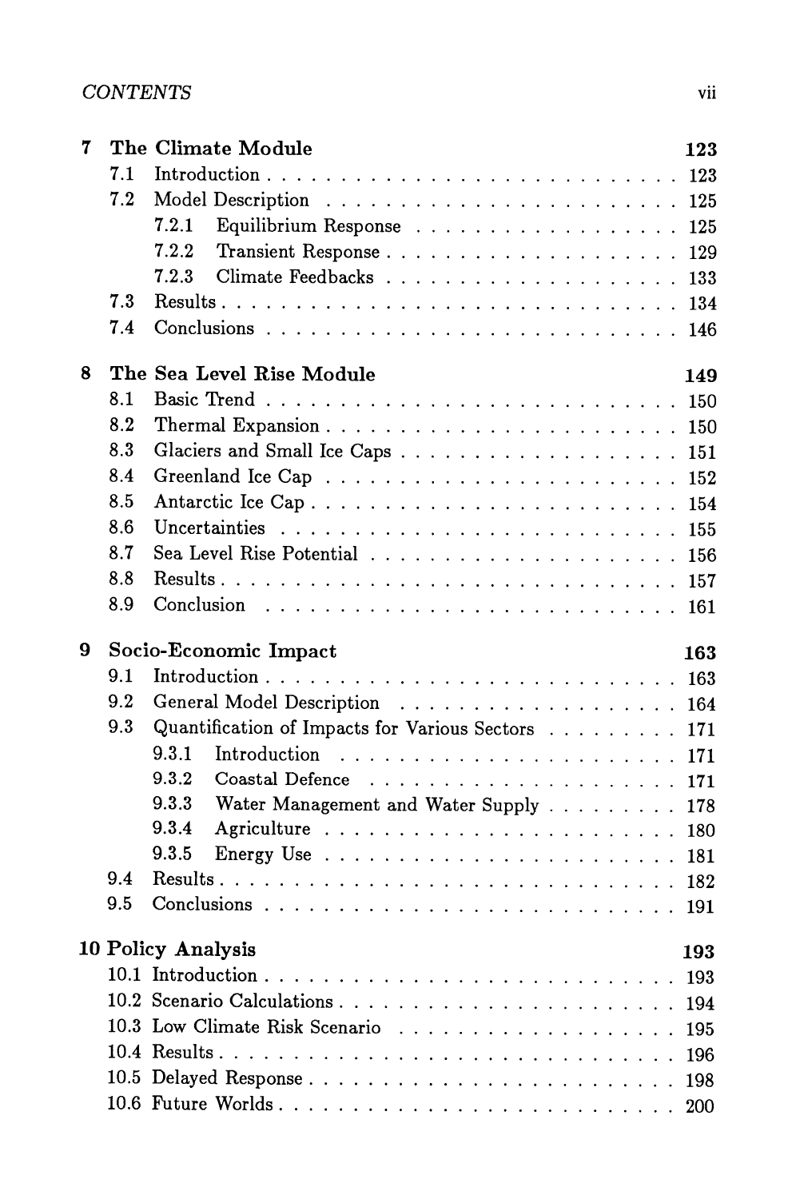| | | |
|---|---|---|
| **7** | **The Climate Module** | **123** |
| 7.1 | Introduction | 123 |
| 7.2 | Model Description | 125 |
| 7.2.1 | Equilibrium Response | 125 |
| 7.2.2 | Transient Response | 129 |
| 7.2.3 | Climate Feedbacks | 133 |
| 7.3 | Results | 134 |
| 7.4 | Conclusions | 146 |
| **8** | **The Sea Level Rise Module** | **149** |
| 8.1 | Basic Trend | 150 |
| 8.2 | Thermal Expansion | 150 |
| 8.3 | Glaciers and Small Ice Caps | 151 |
| 8.4 | Greenland Ice Cap | 152 |
| 8.5 | Antarctic Ice Cap | 154 |
| 8.6 | Uncertainties | 155 |
| 8.7 | Sea Level Rise Potential | 156 |
| 8.8 | Results | 157 |
| 8.9 | Conclusion | 161 |
| **9** | **Socio-Economic Impact** | **163** |
| 9.1 | Introduction | 163 |
| 9.2 | General Model Description | 164 |
| 9.3 | Quantification of Impacts for Various Sectors | 171 |
| 9.3.1 | Introduction | 171 |
| 9.3.2 | Coastal Defence | 171 |
| 9.3.3 | Water Management and Water Supply | 178 |
| 9.3.4 | Agriculture | 180 |
| 9.3.5 | Energy Use | 181 |
| 9.4 | Results | 182 |
| 9.5 | Conclusions | 191 |
| **10** | **Policy Analysis** | **193** |
| 10.1 | Introduction | 193 |
| 10.2 | Scenario Calculations | 194 |
| 10.3 | Low Climate Risk Scenario | 195 |
| 10.4 | Results | 196 |
| 10.5 | Delayed Response | 198 |
| 10.6 | Future Worlds | 200 |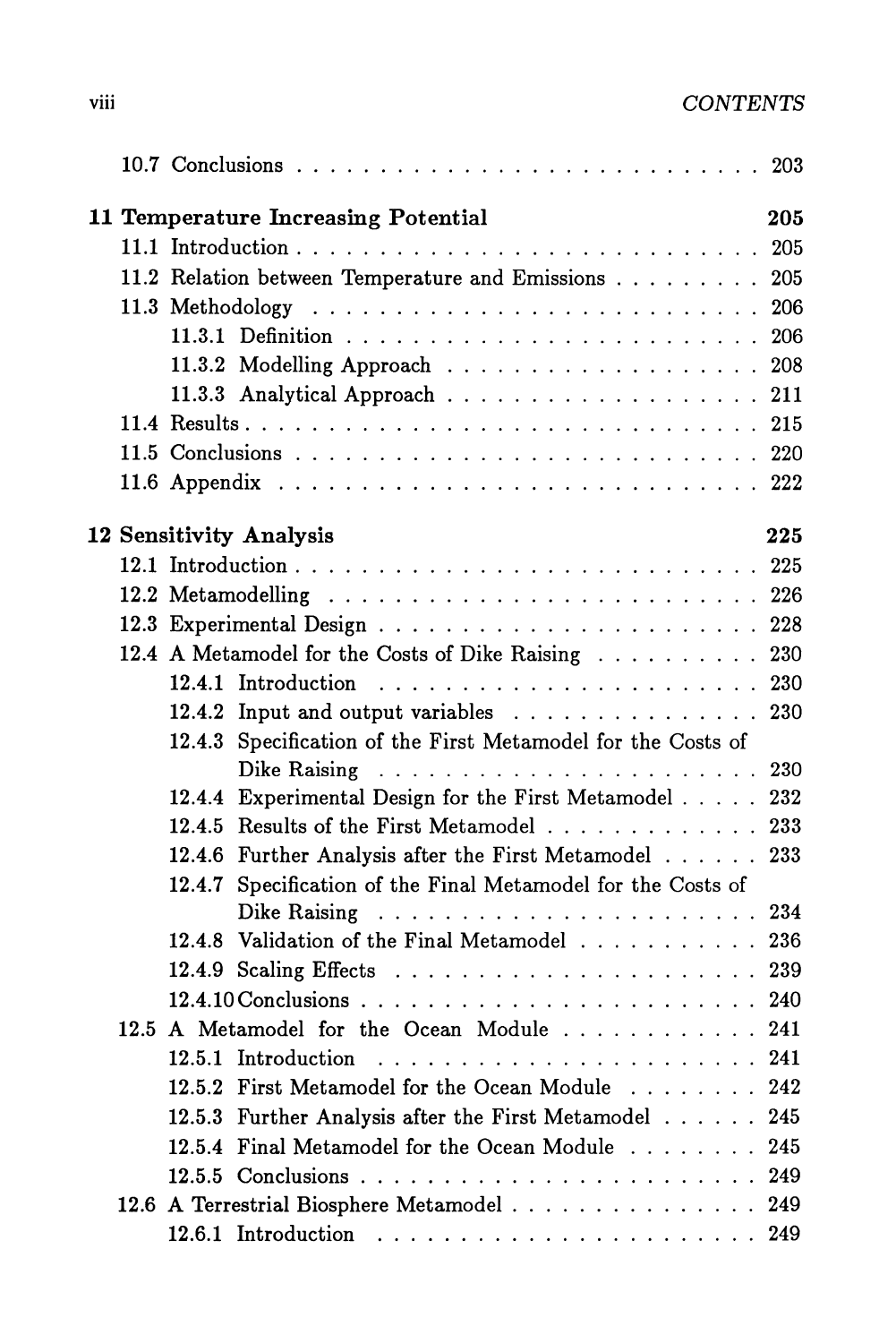10.7 Conclusions . . . . . . . . . . . . . . . . . . . . . . . . . . . 203

**11 Temperature Increasing Potential** **205**

11.1 Introduction . . . . . . . . . . . . . . . . . . . . . . . . . . . 205

11.2 Relation between Temperature and Emissions . . . . . . . . . 205

11.3 Methodology . . . . . . . . . . . . . . . . . . . . . . . . . . . 206

11.3.1 Definition . . . . . . . . . . . . . . . . . . . . . . . . . 206

11.3.2 Modelling Approach . . . . . . . . . . . . . . . . . . . 208

11.3.3 Analytical Approach . . . . . . . . . . . . . . . . . . . 211

11.4 Results . . . . . . . . . . . . . . . . . . . . . . . . . . . . . . 215

11.5 Conclusions . . . . . . . . . . . . . . . . . . . . . . . . . . . 220

11.6 Appendix . . . . . . . . . . . . . . . . . . . . . . . . . . . . 222

**12 Sensitivity Analysis** **225**

12.1 Introduction . . . . . . . . . . . . . . . . . . . . . . . . . . . 225

12.2 Metamodelling . . . . . . . . . . . . . . . . . . . . . . . . . . 226

12.3 Experimental Design . . . . . . . . . . . . . . . . . . . . . . . 228

12.4 A Metamodel for the Costs of Dike Raising . . . . . . . . . . 230

12.4.1 Introduction . . . . . . . . . . . . . . . . . . . . . . . 230

12.4.2 Input and output variables . . . . . . . . . . . . . . . 230

12.4.3 Specification of the First Metamodel for the Costs of Dike Raising . . . . . . . . . . . . . . . . . . . . . . . 230

12.4.4 Experimental Design for the First Metamodel . . . . . 232

12.4.5 Results of the First Metamodel . . . . . . . . . . . . . 233

12.4.6 Further Analysis after the First Metamodel . . . . . . 233

12.4.7 Specification of the Final Metamodel for the Costs of Dike Raising . . . . . . . . . . . . . . . . . . . . . . . 234

12.4.8 Validation of the Final Metamodel . . . . . . . . . . . 236

12.4.9 Scaling Effects . . . . . . . . . . . . . . . . . . . . . . 239

12.4.10 Conclusions . . . . . . . . . . . . . . . . . . . . . . . . 240

12.5 A Metamodel for the Ocean Module . . . . . . . . . . . . . . 241

12.5.1 Introduction . . . . . . . . . . . . . . . . . . . . . . . 241

12.5.2 First Metamodel for the Ocean Module . . . . . . . . 242

12.5.3 Further Analysis after the First Metamodel . . . . . . 245

12.5.4 Final Metamodel for the Ocean Module . . . . . . . . 245

12.5.5 Conclusions . . . . . . . . . . . . . . . . . . . . . . . . 249

12.6 A Terrestrial Biosphere Metamodel . . . . . . . . . . . . . . . 249

12.6.1 Introduction . . . . . . . . . . . . . . . . . . . . . . . 249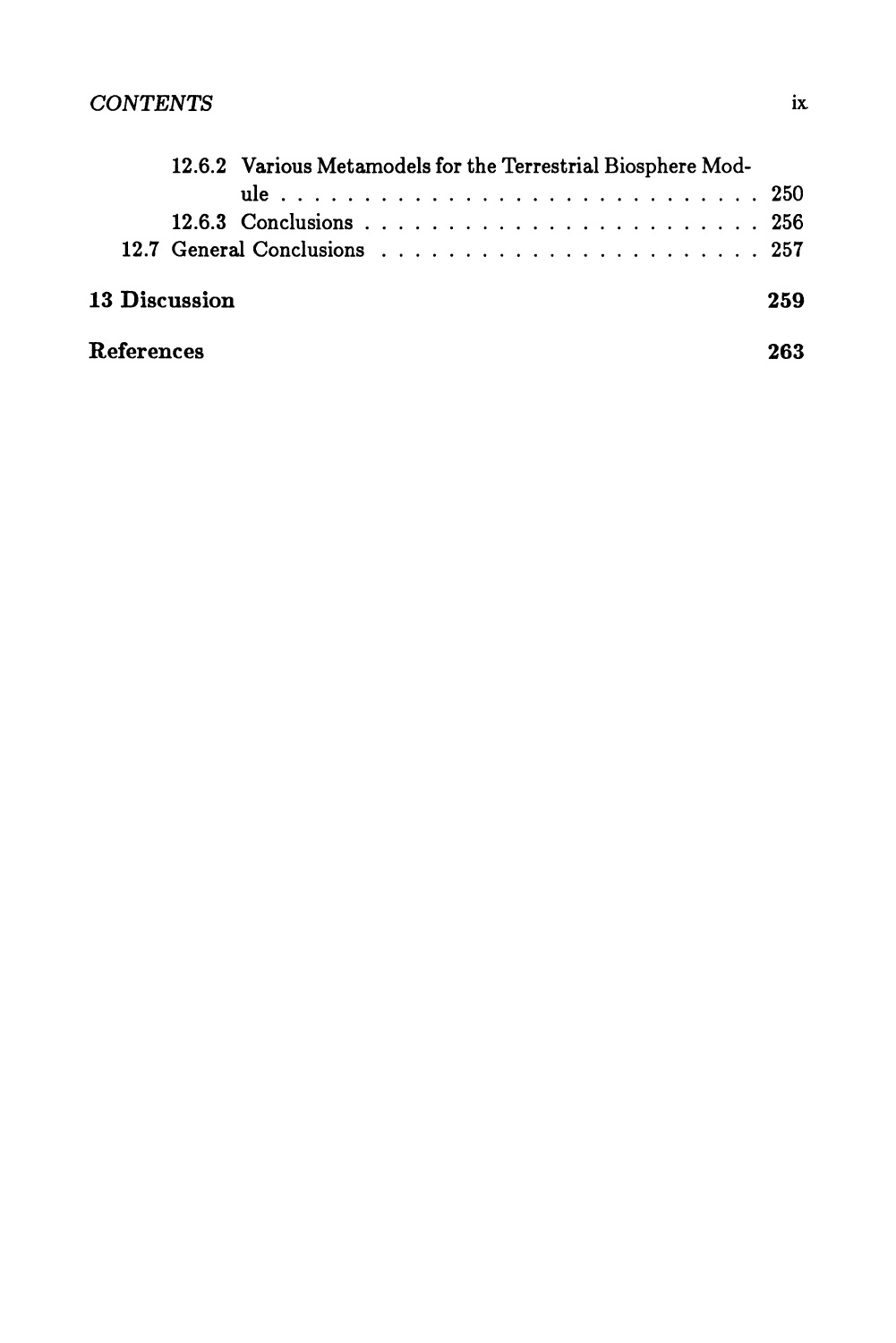12.6.2 Various Metamodels for the Terrestrial Biosphere Module . . . . . . . . . . . . . . . . . . . . . . . . . . . 250
12.6.3 Conclusions . . . . . . . . . . . . . . . . . . . . . . . . 256
12.7 General Conclusions . . . . . . . . . . . . . . . . . . . . . . 257

**13 Discussion** **259**

**References** **263**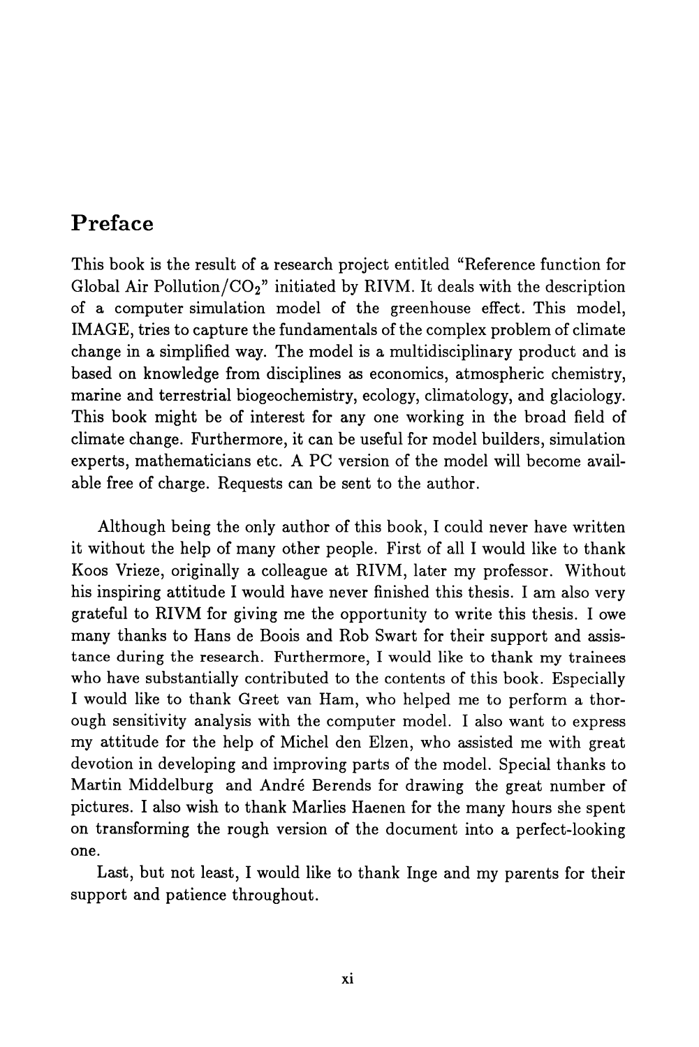# Preface

This book is the result of a research project entitled "Reference function for Global Air Pollution/$CO_2$" initiated by RIVM. It deals with the description of a computer simulation model of the greenhouse effect. This model, IMAGE, tries to capture the fundamentals of the complex problem of climate change in a simplified way. The model is a multidisciplinary product and is based on knowledge from disciplines as economics, atmospheric chemistry, marine and terrestrial biogeochemistry, ecology, climatology, and glaciology. This book might be of interest for any one working in the broad field of climate change. Furthermore, it can be useful for model builders, simulation experts, mathematicians etc. A PC version of the model will become available free of charge. Requests can be sent to the author.

Although being the only author of this book, I could never have written it without the help of many other people. First of all I would like to thank Koos Vrieze, originally a colleague at RIVM, later my professor. Without his inspiring attitude I would have never finished this thesis. I am also very grateful to RIVM for giving me the opportunity to write this thesis. I owe many thanks to Hans de Boois and Rob Swart for their support and assistance during the research. Furthermore, I would like to thank my trainees who have substantially contributed to the contents of this book. Especially I would like to thank Greet van Ham, who helped me to perform a thorough sensitivity analysis with the computer model. I also want to express my attitude for the help of Michel den Elzen, who assisted me with great devotion in developing and improving parts of the model. Special thanks to Martin Middelburg and André Berends for drawing the great number of pictures. I also wish to thank Marlies Haenen for the many hours she spent on transforming the rough version of the document into a perfect-looking one.

Last, but not least, I would like to thank Inge and my parents for their support and patience throughout.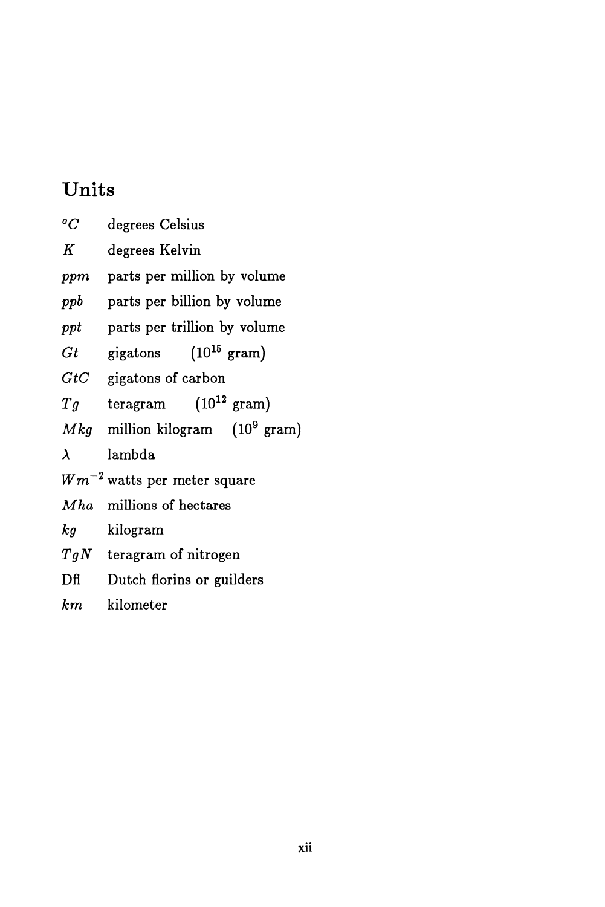## Units

| | |
|---|---|
| $^oC$ | degrees Celsius |
| $K$ | degrees Kelvin |
| *ppm* | parts per million by volume |
| *ppb* | parts per billion by volume |
| *ppt* | parts per trillion by volume |
| *Gt* | gigatons ($10^{15}$ gram) |
| *GtC* | gigatons of carbon |
| *Tg* | teragram ($10^{12}$ gram) |
| *Mkg* | million kilogram ($10^9$ gram) |
| $\lambda$ | lambda |
| $Wm^{-2}$ | watts per meter square |
| *Mha* | millions of hectares |
| *kg* | kilogram |
| *TgN* | teragram of nitrogen |
| Dfl | Dutch florins or guilders |
| *km* | kilometer |